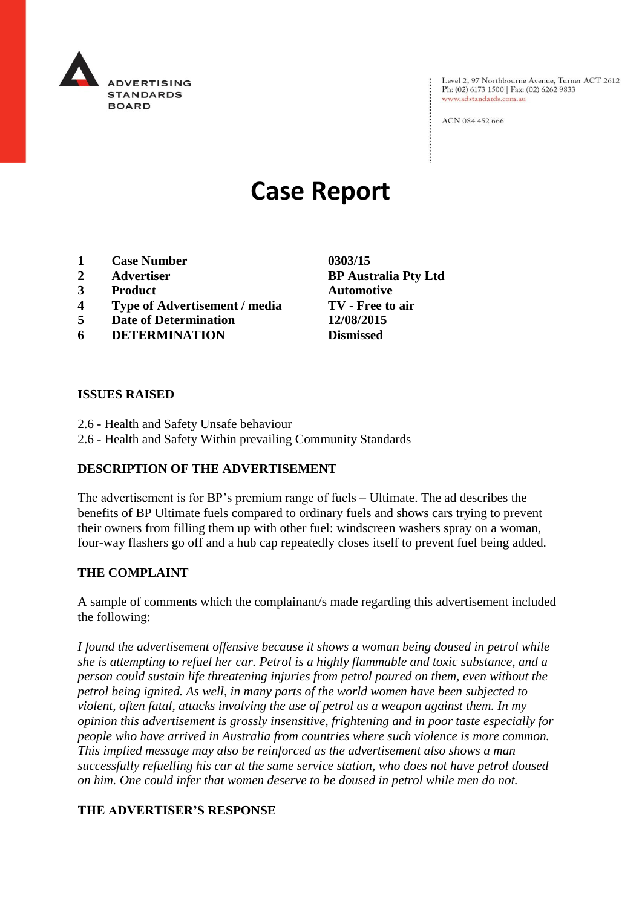ADVERTISING STANDARDS BOARD

Level 2, 97 Northbourne Avenue, Turner ACT 2612
Ph: (02) 6173 1500 | Fax: (02) 6262 9833
www.adstandards.com.au

ACN 084 452 666

# Case Report

| | | |
|---|---|---|
| **1** | **Case Number** | **0303/15** |
| **2** | **Advertiser** | **BP Australia Pty Ltd** |
| **3** | **Product** | **Automotive** |
| **4** | **Type of Advertisement / media** | **TV - Free to air** |
| **5** | **Date of Determination** | **12/08/2015** |
| **6** | **DETERMINATION** | **Dismissed** |

## ISSUES RAISED

2.6 - Health and Safety Unsafe behaviour
2.6 - Health and Safety Within prevailing Community Standards

## DESCRIPTION OF THE ADVERTISEMENT

The advertisement is for BP's premium range of fuels – Ultimate. The ad describes the benefits of BP Ultimate fuels compared to ordinary fuels and shows cars trying to prevent their owners from filling them up with other fuel: windscreen washers spray on a woman, four-way flashers go off and a hub cap repeatedly closes itself to prevent fuel being added.

## THE COMPLAINT

A sample of comments which the complainant/s made regarding this advertisement included the following:

*I found the advertisement offensive because it shows a woman being doused in petrol while she is attempting to refuel her car. Petrol is a highly flammable and toxic substance, and a person could sustain life threatening injuries from petrol poured on them, even without the petrol being ignited. As well, in many parts of the world women have been subjected to violent, often fatal, attacks involving the use of petrol as a weapon against them. In my opinion this advertisement is grossly insensitive, frightening and in poor taste especially for people who have arrived in Australia from countries where such violence is more common. This implied message may also be reinforced as the advertisement also shows a man successfully refuelling his car at the same service station, who does not have petrol doused on him. One could infer that women deserve to be doused in petrol while men do not.*

## THE ADVERTISER'S RESPONSE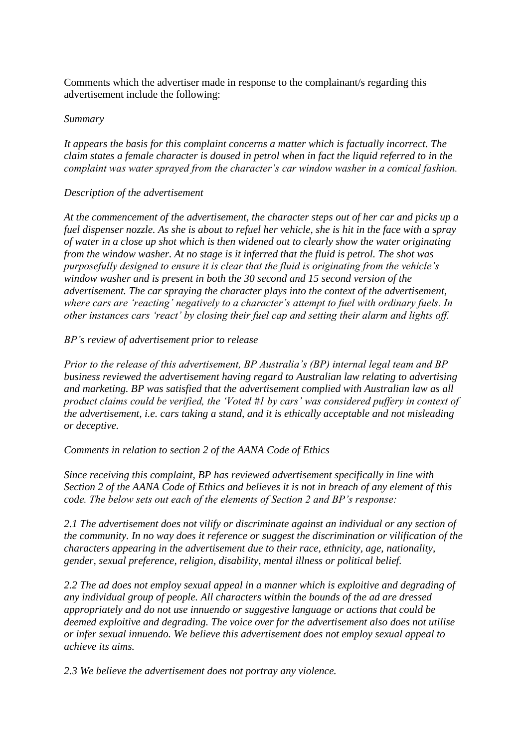Comments which the advertiser made in response to the complainant/s regarding this advertisement include the following:

*Summary*

*It appears the basis for this complaint concerns a matter which is factually incorrect. The claim states a female character is doused in petrol when in fact the liquid referred to in the complaint was water sprayed from the character's car window washer in a comical fashion.*

*Description of the advertisement*

*At the commencement of the advertisement, the character steps out of her car and picks up a fuel dispenser nozzle. As she is about to refuel her vehicle, she is hit in the face with a spray of water in a close up shot which is then widened out to clearly show the water originating from the window washer. At no stage is it inferred that the fluid is petrol. The shot was purposefully designed to ensure it is clear that the fluid is originating from the vehicle's window washer and is present in both the 30 second and 15 second version of the advertisement. The car spraying the character plays into the context of the advertisement, where cars are 'reacting' negatively to a character's attempt to fuel with ordinary fuels. In other instances cars 'react' by closing their fuel cap and setting their alarm and lights off.*

*BP's review of advertisement prior to release*

*Prior to the release of this advertisement, BP Australia's (BP) internal legal team and BP business reviewed the advertisement having regard to Australian law relating to advertising and marketing. BP was satisfied that the advertisement complied with Australian law as all product claims could be verified, the 'Voted #1 by cars' was considered puffery in context of the advertisement, i.e. cars taking a stand, and it is ethically acceptable and not misleading or deceptive.*

*Comments in relation to section 2 of the AANA Code of Ethics*

*Since receiving this complaint, BP has reviewed advertisement specifically in line with Section 2 of the AANA Code of Ethics and believes it is not in breach of any element of this code. The below sets out each of the elements of Section 2 and BP's response:*

*2.1 The advertisement does not vilify or discriminate against an individual or any section of the community. In no way does it reference or suggest the discrimination or vilification of the characters appearing in the advertisement due to their race, ethnicity, age, nationality, gender, sexual preference, religion, disability, mental illness or political belief.*

*2.2 The ad does not employ sexual appeal in a manner which is exploitive and degrading of any individual group of people. All characters within the bounds of the ad are dressed appropriately and do not use innuendo or suggestive language or actions that could be deemed exploitive and degrading. The voice over for the advertisement also does not utilise or infer sexual innuendo. We believe this advertisement does not employ sexual appeal to achieve its aims.*

*2.3 We believe the advertisement does not portray any violence.*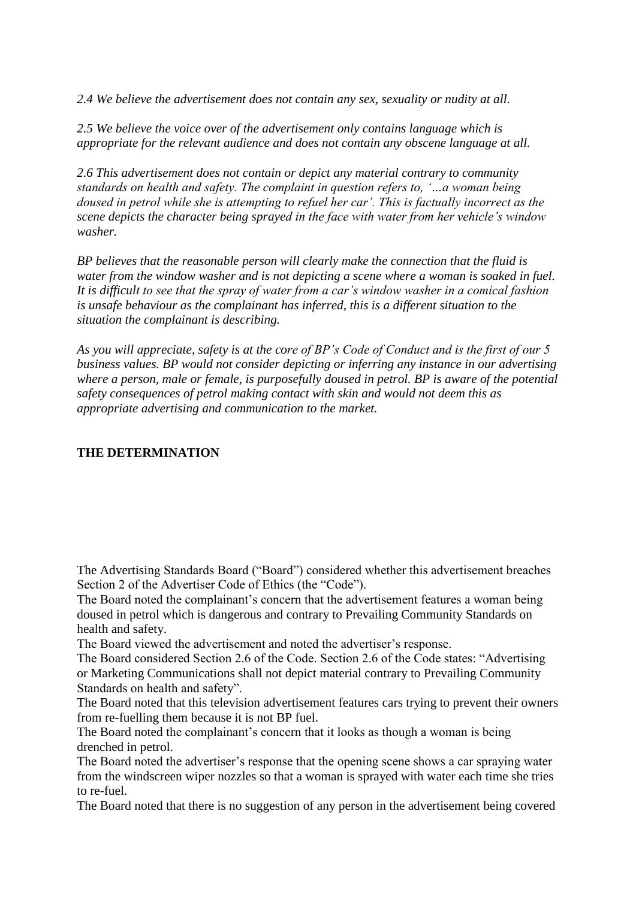*2.4 We believe the advertisement does not contain any sex, sexuality or nudity at all.*

*2.5 We believe the voice over of the advertisement only contains language which is appropriate for the relevant audience and does not contain any obscene language at all.*

*2.6 This advertisement does not contain or depict any material contrary to community standards on health and safety. The complaint in question refers to, '…a woman being doused in petrol while she is attempting to refuel her car'. This is factually incorrect as the scene depicts the character being sprayed in the face with water from her vehicle's window washer.*

*BP believes that the reasonable person will clearly make the connection that the fluid is water from the window washer and is not depicting a scene where a woman is soaked in fuel. It is difficult to see that the spray of water from a car's window washer in a comical fashion is unsafe behaviour as the complainant has inferred, this is a different situation to the situation the complainant is describing.*

*As you will appreciate, safety is at the core of BP's Code of Conduct and is the first of our 5 business values. BP would not consider depicting or inferring any instance in our advertising where a person, male or female, is purposefully doused in petrol. BP is aware of the potential safety consequences of petrol making contact with skin and would not deem this as appropriate advertising and communication to the market.*

**THE DETERMINATION**

The Advertising Standards Board ("Board") considered whether this advertisement breaches Section 2 of the Advertiser Code of Ethics (the "Code").

The Board noted the complainant's concern that the advertisement features a woman being doused in petrol which is dangerous and contrary to Prevailing Community Standards on health and safety.

The Board viewed the advertisement and noted the advertiser's response.

The Board considered Section 2.6 of the Code. Section 2.6 of the Code states: "Advertising or Marketing Communications shall not depict material contrary to Prevailing Community Standards on health and safety".

The Board noted that this television advertisement features cars trying to prevent their owners from re-fuelling them because it is not BP fuel.

The Board noted the complainant's concern that it looks as though a woman is being drenched in petrol.

The Board noted the advertiser's response that the opening scene shows a car spraying water from the windscreen wiper nozzles so that a woman is sprayed with water each time she tries to re-fuel.

The Board noted that there is no suggestion of any person in the advertisement being covered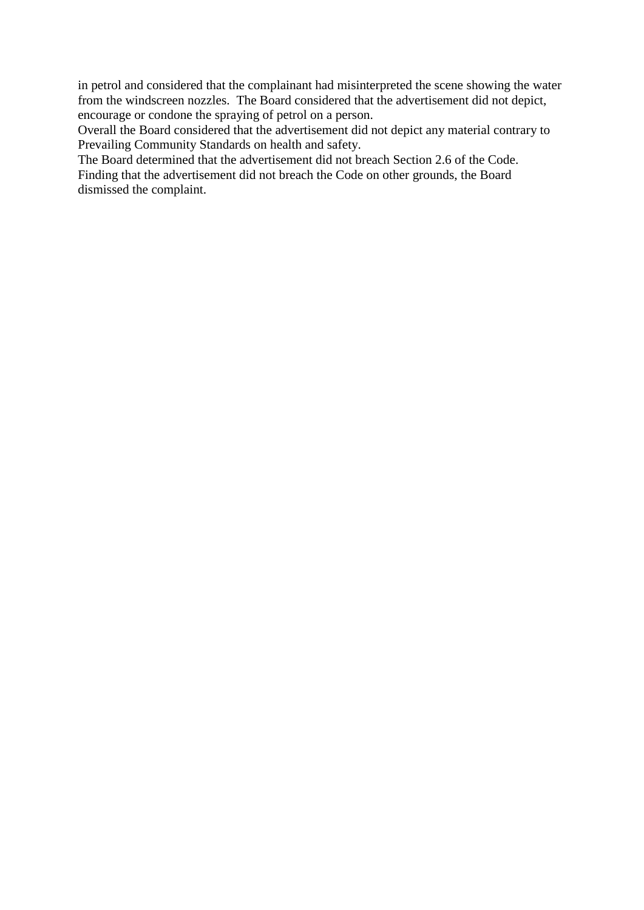in petrol and considered that the complainant had misinterpreted the scene showing the water from the windscreen nozzles. The Board considered that the advertisement did not depict, encourage or condone the spraying of petrol on a person.

Overall the Board considered that the advertisement did not depict any material contrary to Prevailing Community Standards on health and safety.

The Board determined that the advertisement did not breach Section 2.6 of the Code.

Finding that the advertisement did not breach the Code on other grounds, the Board dismissed the complaint.